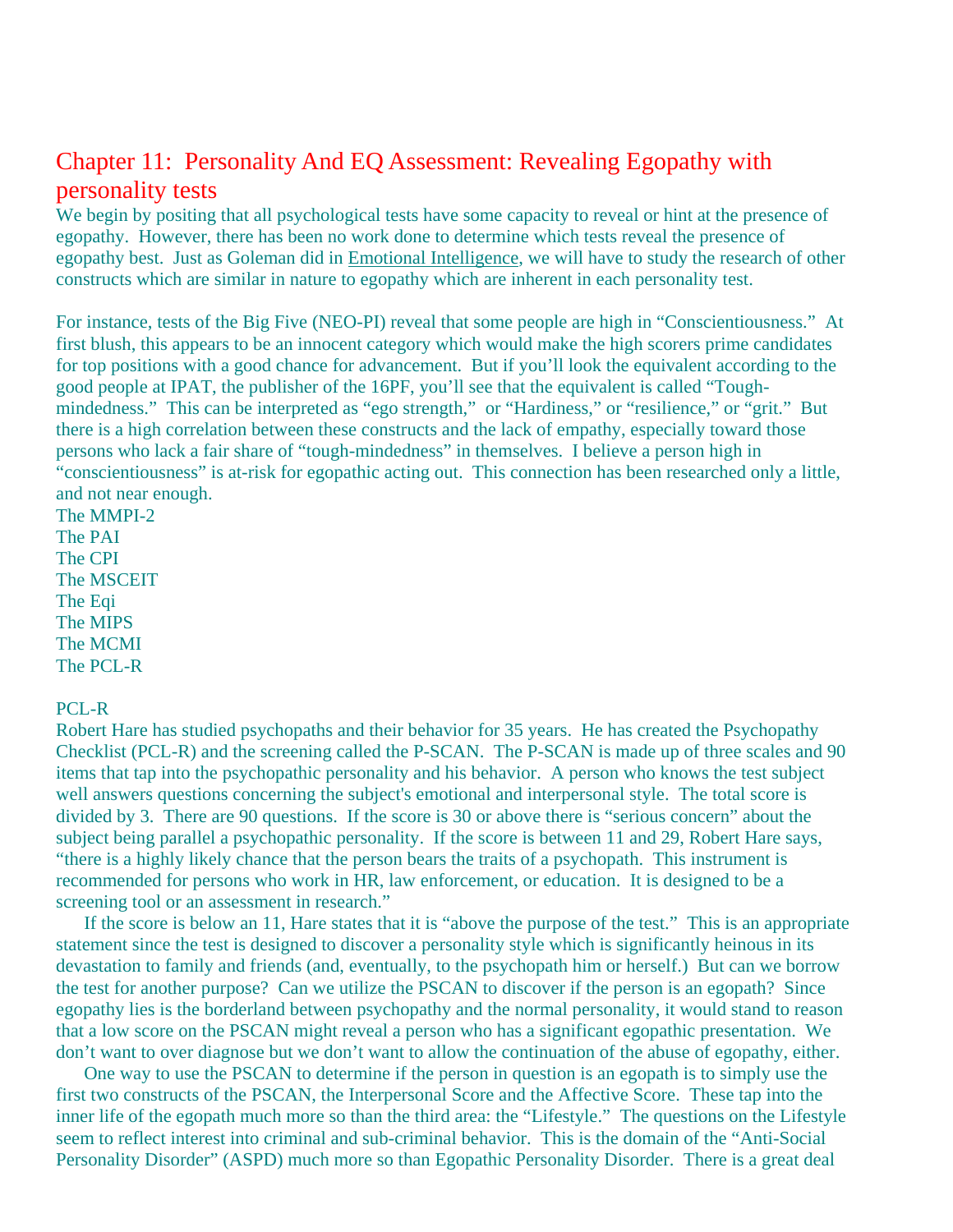# Chapter 11: Personality And EQ Assessment: Revealing Egopathy with personality tests

We begin by positing that all psychological tests have some capacity to reveal or hint at the presence of egopathy. However, there has been no work done to determine which tests reveal the presence of egopathy best. Just as Goleman did in Emotional Intelligence, we will have to study the research of other constructs which are similar in nature to egopathy which are inherent in each personality test.

For instance, tests of the Big Five (NEO-PI) reveal that some people are high in "Conscientiousness." At first blush, this appears to be an innocent category which would make the high scorers prime candidates for top positions with a good chance for advancement. But if you'll look the equivalent according to the good people at IPAT, the publisher of the 16PF, you'll see that the equivalent is called "Tough-mindedness." This can be interpreted as "ego strength," or "Hardiness," or "resilience," or "grit." But there is a high correlation between these constructs and the lack of empathy, especially toward those persons who lack a fair share of "tough-mindedness" in themselves. I believe a person high in "conscientiousness" is at-risk for egopathic acting out. This connection has been researched only a little, and not near enough.

The MMPI-2
The PAI
The CPI
The MSCEIT
The Eqi
The MIPS
The MCMI
The PCL-R

PCL-R

Robert Hare has studied psychopaths and their behavior for 35 years. He has created the Psychopathy Checklist (PCL-R) and the screening called the P-SCAN. The P-SCAN is made up of three scales and 90 items that tap into the psychopathic personality and his behavior. A person who knows the test subject well answers questions concerning the subject's emotional and interpersonal style. The total score is divided by 3. There are 90 questions. If the score is 30 or above there is "serious concern" about the subject being parallel a psychopathic personality. If the score is between 11 and 29, Robert Hare says, "there is a highly likely chance that the person bears the traits of a psychopath. This instrument is recommended for persons who work in HR, law enforcement, or education. It is designed to be a screening tool or an assessment in research."

If the score is below an 11, Hare states that it is "above the purpose of the test." This is an appropriate statement since the test is designed to discover a personality style which is significantly heinous in its devastation to family and friends (and, eventually, to the psychopath him or herself.) But can we borrow the test for another purpose? Can we utilize the PSCAN to discover if the person is an egopath? Since egopathy lies is the borderland between psychopathy and the normal personality, it would stand to reason that a low score on the PSCAN might reveal a person who has a significant egopathic presentation. We don't want to over diagnose but we don't want to allow the continuation of the abuse of egopathy, either.

One way to use the PSCAN to determine if the person in question is an egopath is to simply use the first two constructs of the PSCAN, the Interpersonal Score and the Affective Score. These tap into the inner life of the egopath much more so than the third area: the "Lifestyle." The questions on the Lifestyle seem to reflect interest into criminal and sub-criminal behavior. This is the domain of the "Anti-Social Personality Disorder" (ASPD) much more so than Egopathic Personality Disorder. There is a great deal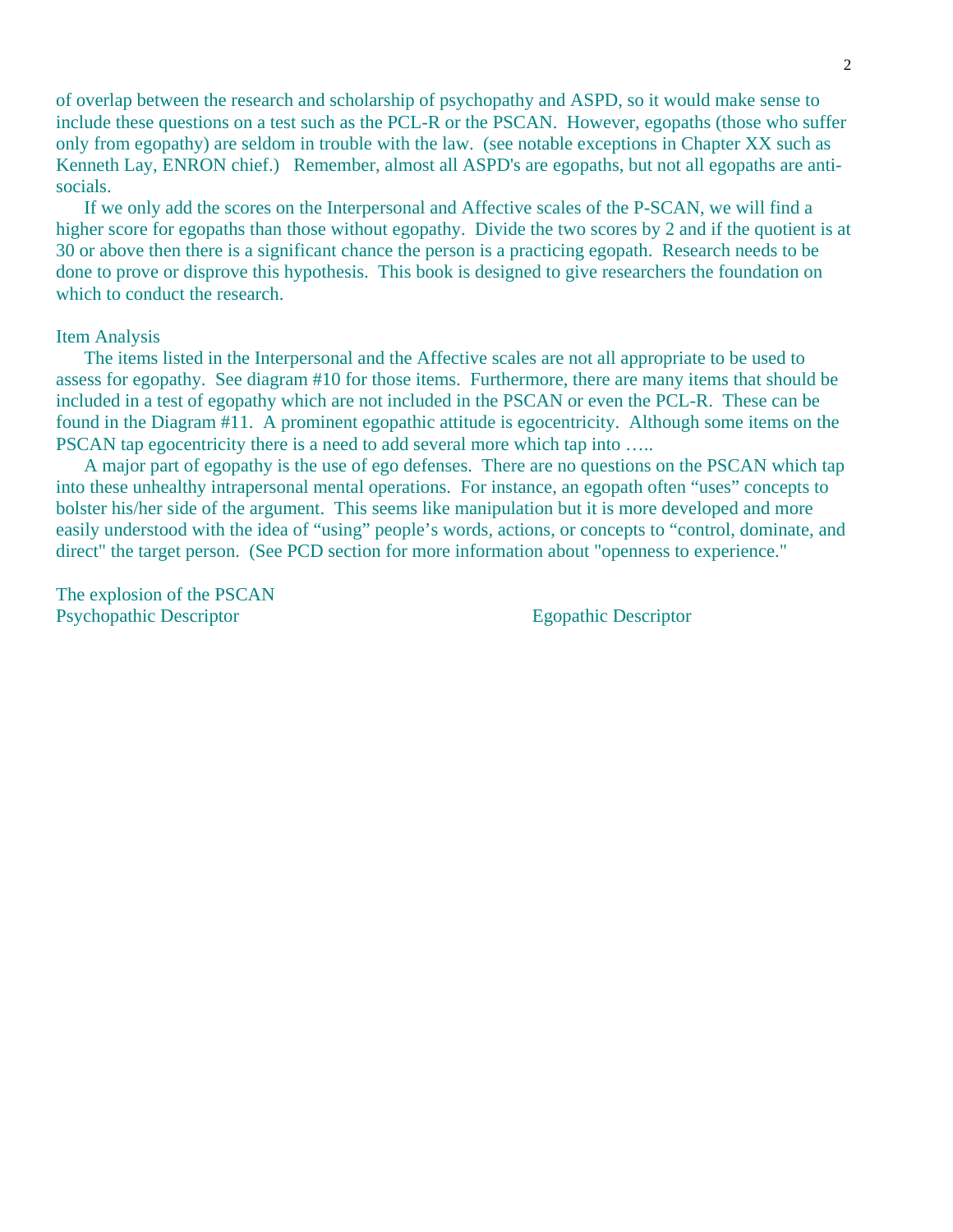of overlap between the research and scholarship of psychopathy and ASPD, so it would make sense to include these questions on a test such as the PCL-R or the PSCAN. However, egopaths (those who suffer only from egopathy) are seldom in trouble with the law. (see notable exceptions in Chapter XX such as Kenneth Lay, ENRON chief.) Remember, almost all ASPD's are egopaths, but not all egopaths are anti-socials.

If we only add the scores on the Interpersonal and Affective scales of the P-SCAN, we will find a higher score for egopaths than those without egopathy. Divide the two scores by 2 and if the quotient is at 30 or above then there is a significant chance the person is a practicing egopath. Research needs to be done to prove or disprove this hypothesis. This book is designed to give researchers the foundation on which to conduct the research.

## Item Analysis

The items listed in the Interpersonal and the Affective scales are not all appropriate to be used to assess for egopathy. See diagram #10 for those items. Furthermore, there are many items that should be included in a test of egopathy which are not included in the PSCAN or even the PCL-R. These can be found in the Diagram #11. A prominent egopathic attitude is egocentricity. Although some items on the PSCAN tap egocentricity there is a need to add several more which tap into …..

A major part of egopathy is the use of ego defenses. There are no questions on the PSCAN which tap into these unhealthy intrapersonal mental operations. For instance, an egopath often “uses” concepts to bolster his/her side of the argument. This seems like manipulation but it is more developed and more easily understood with the idea of “using” people’s words, actions, or concepts to “control, dominate, and direct" the target person. (See PCD section for more information about "openness to experience."

## The explosion of the PSCAN

| Psychopathic Descriptor | Egopathic Descriptor |
| --- | --- |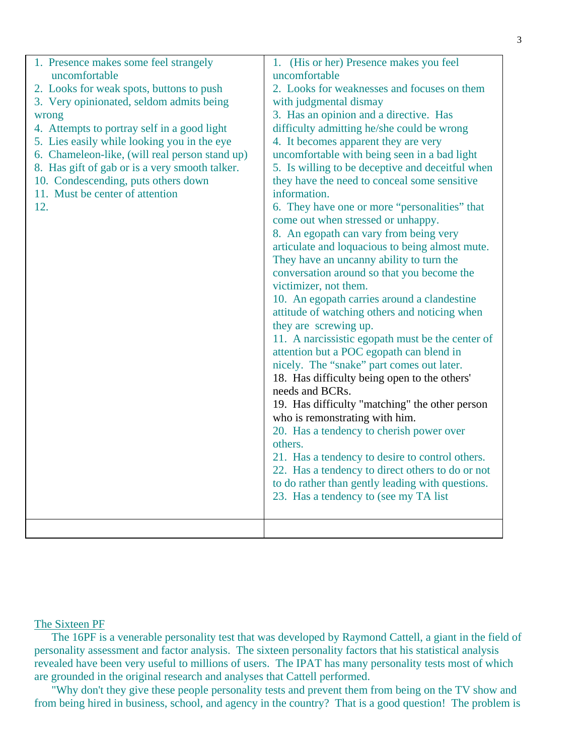| 1. Presence makes some feel strangely uncomfortable<br>2. Looks for weak spots, buttons to push<br>3. Very opinionated, seldom admits being wrong<br>4. Attempts to portray self in a good light<br>5. Lies easily while looking you in the eye<br>6. Chameleon-like, (will real person stand up)<br>8. Has gift of gab or is a very smooth talker.<br>10. Condescending, puts others down<br>11. Must be center of attention<br>12. | 1. (His or her) Presence makes you feel uncomfortable<br>2. Looks for weaknesses and focuses on them with judgmental dismay<br>3. Has an opinion and a directive. Has difficulty admitting he/she could be wrong<br>4. It becomes apparent they are very uncomfortable with being seen in a bad light<br>5. Is willing to be deceptive and deceitful when they have the need to conceal some sensitive information.<br>6. They have one or more "personalities" that come out when stressed or unhappy.<br>8. An egopath can vary from being very articulate and loquacious to being almost mute. They have an uncanny ability to turn the conversation around so that you become the victimizer, not them.<br>10. An egopath carries around a clandestine attitude of watching others and noticing when they are screwing up.<br>11. A narcissistic egopath must be the center of attention but a POC egopath can blend in nicely. The "snake" part comes out later.<br>18. Has difficulty being open to the others' needs and BCRs.<br>19. Has difficulty "matching" the other person who is remonstrating with him.<br>20. Has a tendency to cherish power over others.<br>21. Has a tendency to desire to control others.<br>22. Has a tendency to direct others to do or not to do rather than gently leading with questions.<br>23. Has a tendency to (see my TA list |
|---|---|
| | |

<u>The Sixteen PF</u>

The 16PF is a venerable personality test that was developed by Raymond Cattell, a giant in the field of personality assessment and factor analysis. The sixteen personality factors that his statistical analysis revealed have been very useful to millions of users. The IPAT has many personality tests most of which are grounded in the original research and analyses that Cattell performed.

"Why don't they give these people personality tests and prevent them from being on the TV show and from being hired in business, school, and agency in the country? That is a good question! The problem is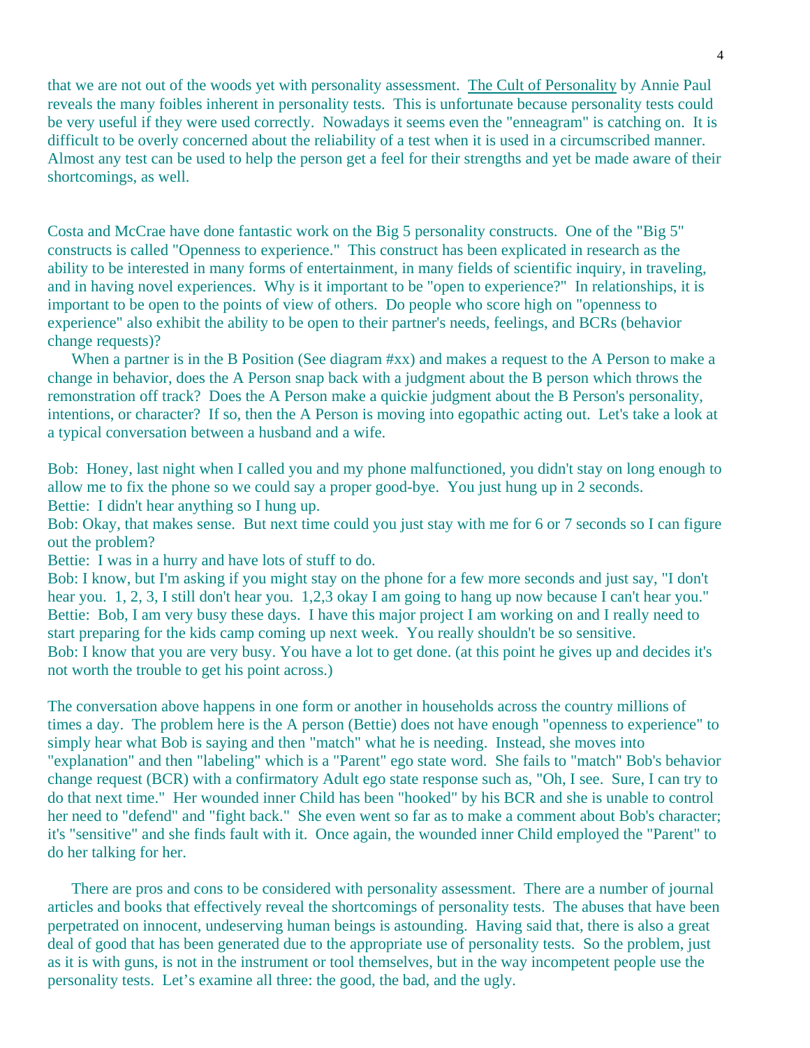that we are not out of the woods yet with personality assessment. The Cult of Personality by Annie Paul reveals the many foibles inherent in personality tests. This is unfortunate because personality tests could be very useful if they were used correctly. Nowadays it seems even the "enneagram" is catching on. It is difficult to be overly concerned about the reliability of a test when it is used in a circumscribed manner. Almost any test can be used to help the person get a feel for their strengths and yet be made aware of their shortcomings, as well.

Costa and McCrae have done fantastic work on the Big 5 personality constructs. One of the "Big 5" constructs is called "Openness to experience." This construct has been explicated in research as the ability to be interested in many forms of entertainment, in many fields of scientific inquiry, in traveling, and in having novel experiences. Why is it important to be "open to experience?" In relationships, it is important to be open to the points of view of others. Do people who score high on "openness to experience" also exhibit the ability to be open to their partner's needs, feelings, and BCRs (behavior change requests)?

When a partner is in the B Position (See diagram #xx) and makes a request to the A Person to make a change in behavior, does the A Person snap back with a judgment about the B person which throws the remonstration off track? Does the A Person make a quickie judgment about the B Person's personality, intentions, or character? If so, then the A Person is moving into egopathic acting out. Let's take a look at a typical conversation between a husband and a wife.

Bob: Honey, last night when I called you and my phone malfunctioned, you didn't stay on long enough to allow me to fix the phone so we could say a proper good-bye. You just hung up in 2 seconds.
Bettie: I didn't hear anything so I hung up.
Bob: Okay, that makes sense. But next time could you just stay with me for 6 or 7 seconds so I can figure out the problem?
Bettie: I was in a hurry and have lots of stuff to do.
Bob: I know, but I'm asking if you might stay on the phone for a few more seconds and just say, "I don't hear you. 1, 2, 3, I still don't hear you. 1,2,3 okay I am going to hang up now because I can't hear you."
Bettie: Bob, I am very busy these days. I have this major project I am working on and I really need to start preparing for the kids camp coming up next week. You really shouldn't be so sensitive.
Bob: I know that you are very busy. You have a lot to get done. (at this point he gives up and decides it's not worth the trouble to get his point across.)

The conversation above happens in one form or another in households across the country millions of times a day. The problem here is the A person (Bettie) does not have enough "openness to experience" to simply hear what Bob is saying and then "match" what he is needing. Instead, she moves into "explanation" and then "labeling" which is a "Parent" ego state word. She fails to "match" Bob's behavior change request (BCR) with a confirmatory Adult ego state response such as, "Oh, I see. Sure, I can try to do that next time." Her wounded inner Child has been "hooked" by his BCR and she is unable to control her need to "defend" and "fight back." She even went so far as to make a comment about Bob's character; it's "sensitive" and she finds fault with it. Once again, the wounded inner Child employed the "Parent" to do her talking for her.

There are pros and cons to be considered with personality assessment. There are a number of journal articles and books that effectively reveal the shortcomings of personality tests. The abuses that have been perpetrated on innocent, undeserving human beings is astounding. Having said that, there is also a great deal of good that has been generated due to the appropriate use of personality tests. So the problem, just as it is with guns, is not in the instrument or tool themselves, but in the way incompetent people use the personality tests. Let's examine all three: the good, the bad, and the ugly.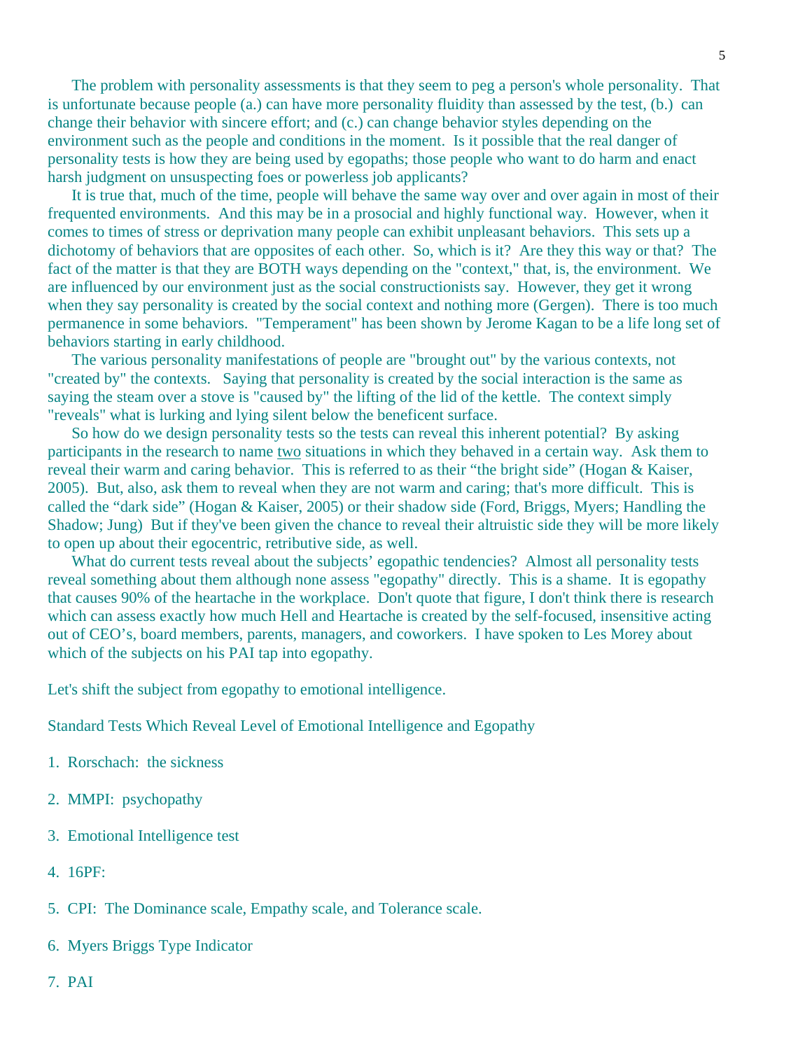The problem with personality assessments is that they seem to peg a person's whole personality. That is unfortunate because people (a.) can have more personality fluidity than assessed by the test, (b.) can change their behavior with sincere effort; and (c.) can change behavior styles depending on the environment such as the people and conditions in the moment. Is it possible that the real danger of personality tests is how they are being used by egopaths; those people who want to do harm and enact harsh judgment on unsuspecting foes or powerless job applicants?

It is true that, much of the time, people will behave the same way over and over again in most of their frequented environments. And this may be in a prosocial and highly functional way. However, when it comes to times of stress or deprivation many people can exhibit unpleasant behaviors. This sets up a dichotomy of behaviors that are opposites of each other. So, which is it? Are they this way or that? The fact of the matter is that they are BOTH ways depending on the "context," that, is, the environment. We are influenced by our environment just as the social constructionists say. However, they get it wrong when they say personality is created by the social context and nothing more (Gergen). There is too much permanence in some behaviors. "Temperament" has been shown by Jerome Kagan to be a life long set of behaviors starting in early childhood.

The various personality manifestations of people are "brought out" by the various contexts, not "created by" the contexts. Saying that personality is created by the social interaction is the same as saying the steam over a stove is "caused by" the lifting of the lid of the kettle. The context simply "reveals" what is lurking and lying silent below the beneficent surface.

So how do we design personality tests so the tests can reveal this inherent potential? By asking participants in the research to name <u>two</u> situations in which they behaved in a certain way. Ask them to reveal their warm and caring behavior. This is referred to as their “the bright side” (Hogan & Kaiser, 2005). But, also, ask them to reveal when they are not warm and caring; that's more difficult. This is called the “dark side” (Hogan & Kaiser, 2005) or their shadow side (Ford, Briggs, Myers; Handling the Shadow; Jung) But if they've been given the chance to reveal their altruistic side they will be more likely to open up about their egocentric, retributive side, as well.

What do current tests reveal about the subjects’ egopathic tendencies? Almost all personality tests reveal something about them although none assess "egopathy" directly. This is a shame. It is egopathy that causes 90% of the heartache in the workplace. Don't quote that figure, I don't think there is research which can assess exactly how much Hell and Heartache is created by the self-focused, insensitive acting out of CEO’s, board members, parents, managers, and coworkers. I have spoken to Les Morey about which of the subjects on his PAI tap into egopathy.

Let's shift the subject from egopathy to emotional intelligence.

Standard Tests Which Reveal Level of Emotional Intelligence and Egopathy

1. Rorschach: the sickness

2. MMPI: psychopathy

3. Emotional Intelligence test

4. 16PF:

5. CPI: The Dominance scale, Empathy scale, and Tolerance scale.

6. Myers Briggs Type Indicator

7. PAI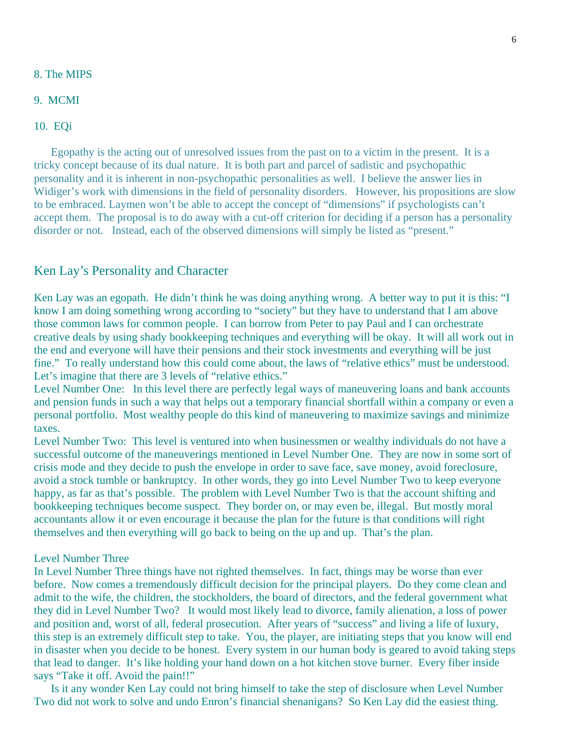8. The MIPS

9. MCMI

10. EQi

Egopathy is the acting out of unresolved issues from the past on to a victim in the present. It is a tricky concept because of its dual nature. It is both part and parcel of sadistic and psychopathic personality and it is inherent in non-psychopathic personalities as well. I believe the answer lies in Widiger's work with dimensions in the field of personality disorders. However, his propositions are slow to be embraced. Laymen won't be able to accept the concept of "dimensions" if psychologists can't accept them. The proposal is to do away with a cut-off criterion for deciding if a person has a personality disorder or not. Instead, each of the observed dimensions will simply be listed as "present."

## Ken Lay's Personality and Character

Ken Lay was an egopath. He didn't think he was doing anything wrong. A better way to put it is this: "I know I am doing something wrong according to "society" but they have to understand that I am above those common laws for common people. I can borrow from Peter to pay Paul and I can orchestrate creative deals by using shady bookkeeping techniques and everything will be okay. It will all work out in the end and everyone will have their pensions and their stock investments and everything will be just fine." To really understand how this could come about, the laws of "relative ethics" must be understood. Let's imagine that there are 3 levels of "relative ethics."

Level Number One: In this level there are perfectly legal ways of maneuvering loans and bank accounts and pension funds in such a way that helps out a temporary financial shortfall within a company or even a personal portfolio. Most wealthy people do this kind of maneuvering to maximize savings and minimize taxes.

Level Number Two: This level is ventured into when businessmen or wealthy individuals do not have a successful outcome of the maneuverings mentioned in Level Number One. They are now in some sort of crisis mode and they decide to push the envelope in order to save face, save money, avoid foreclosure, avoid a stock tumble or bankruptcy. In other words, they go into Level Number Two to keep everyone happy, as far as that's possible. The problem with Level Number Two is that the account shifting and bookkeeping techniques become suspect. They border on, or may even be, illegal. But mostly moral accountants allow it or even encourage it because the plan for the future is that conditions will right themselves and then everything will go back to being on the up and up. That's the plan.

Level Number Three

In Level Number Three things have not righted themselves. In fact, things may be worse than ever before. Now comes a tremendously difficult decision for the principal players. Do they come clean and admit to the wife, the children, the stockholders, the board of directors, and the federal government what they did in Level Number Two? It would most likely lead to divorce, family alienation, a loss of power and position and, worst of all, federal prosecution. After years of "success" and living a life of luxury, this step is an extremely difficult step to take. You, the player, are initiating steps that you know will end in disaster when you decide to be honest. Every system in our human body is geared to avoid taking steps that lead to danger. It's like holding your hand down on a hot kitchen stove burner. Every fiber inside says "Take it off. Avoid the pain!!"

Is it any wonder Ken Lay could not bring himself to take the step of disclosure when Level Number Two did not work to solve and undo Enron's financial shenanigans? So Ken Lay did the easiest thing.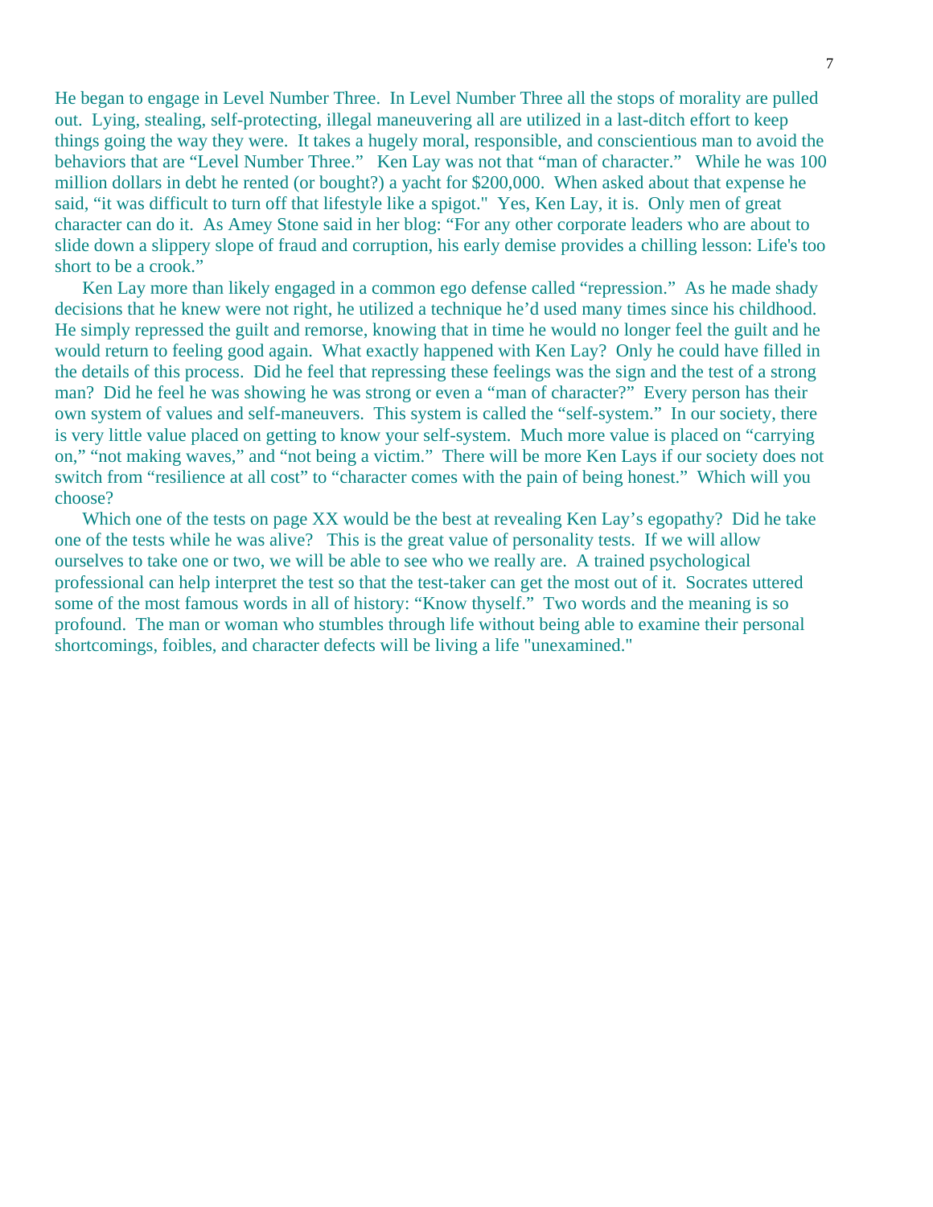He began to engage in Level Number Three. In Level Number Three all the stops of morality are pulled out. Lying, stealing, self-protecting, illegal maneuvering all are utilized in a last-ditch effort to keep things going the way they were. It takes a hugely moral, responsible, and conscientious man to avoid the behaviors that are "Level Number Three." Ken Lay was not that "man of character." While he was 100 million dollars in debt he rented (or bought?) a yacht for $200,000. When asked about that expense he said, "it was difficult to turn off that lifestyle like a spigot." Yes, Ken Lay, it is. Only men of great character can do it. As Amey Stone said in her blog: "For any other corporate leaders who are about to slide down a slippery slope of fraud and corruption, his early demise provides a chilling lesson: Life's too short to be a crook."

Ken Lay more than likely engaged in a common ego defense called "repression." As he made shady decisions that he knew were not right, he utilized a technique he'd used many times since his childhood. He simply repressed the guilt and remorse, knowing that in time he would no longer feel the guilt and he would return to feeling good again. What exactly happened with Ken Lay? Only he could have filled in the details of this process. Did he feel that repressing these feelings was the sign and the test of a strong man? Did he feel he was showing he was strong or even a "man of character?" Every person has their own system of values and self-maneuvers. This system is called the "self-system." In our society, there is very little value placed on getting to know your self-system. Much more value is placed on "carrying on," "not making waves," and "not being a victim." There will be more Ken Lays if our society does not switch from "resilience at all cost" to "character comes with the pain of being honest." Which will you choose?

Which one of the tests on page XX would be the best at revealing Ken Lay's egopathy? Did he take one of the tests while he was alive? This is the great value of personality tests. If we will allow ourselves to take one or two, we will be able to see who we really are. A trained psychological professional can help interpret the test so that the test-taker can get the most out of it. Socrates uttered some of the most famous words in all of history: "Know thyself." Two words and the meaning is so profound. The man or woman who stumbles through life without being able to examine their personal shortcomings, foibles, and character defects will be living a life "unexamined."